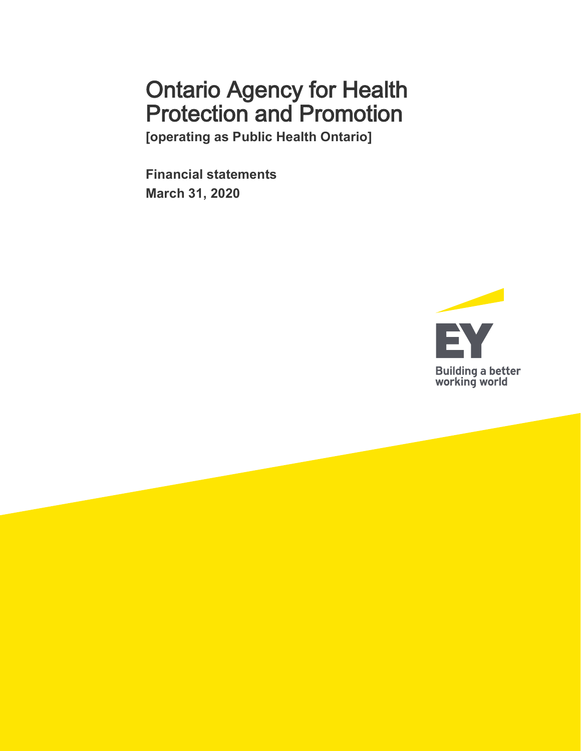# Ontario Agency for Health Protection and Promotion

**[operating as Public Health Ontario]**

**Financial statements**

**March 31, 2020**

EY

Building a better working world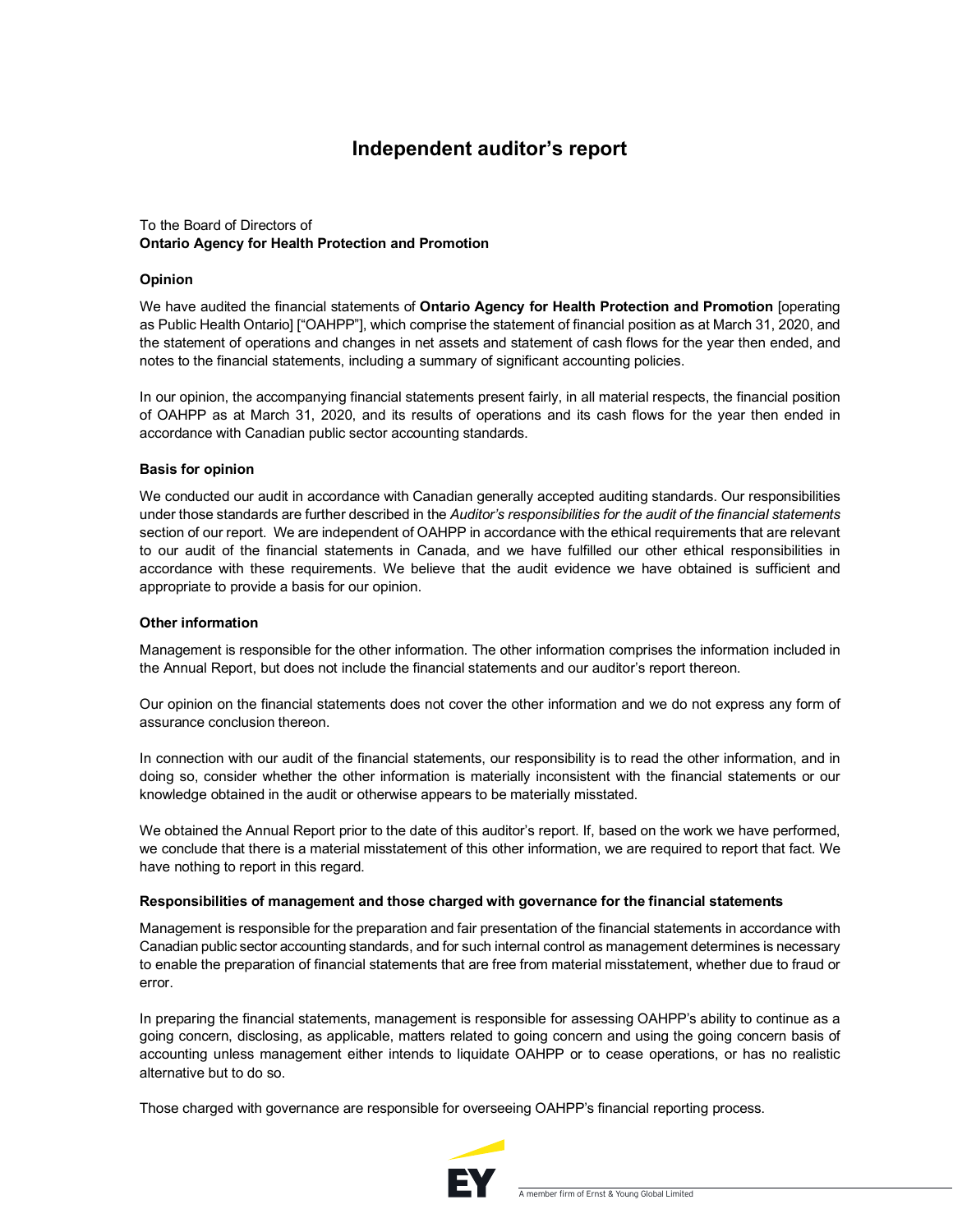# Independent auditor's report

To the Board of Directors of
**Ontario Agency for Health Protection and Promotion**

### Opinion

We have audited the financial statements of **Ontario Agency for Health Protection and Promotion** [operating as Public Health Ontario] ["OAHPP"], which comprise the statement of financial position as at March 31, 2020, and the statement of operations and changes in net assets and statement of cash flows for the year then ended, and notes to the financial statements, including a summary of significant accounting policies.

In our opinion, the accompanying financial statements present fairly, in all material respects, the financial position of OAHPP as at March 31, 2020, and its results of operations and its cash flows for the year then ended in accordance with Canadian public sector accounting standards.

### Basis for opinion

We conducted our audit in accordance with Canadian generally accepted auditing standards. Our responsibilities under those standards are further described in the *Auditor's responsibilities for the audit of the financial statements* section of our report. We are independent of OAHPP in accordance with the ethical requirements that are relevant to our audit of the financial statements in Canada, and we have fulfilled our other ethical responsibilities in accordance with these requirements. We believe that the audit evidence we have obtained is sufficient and appropriate to provide a basis for our opinion.

### Other information

Management is responsible for the other information. The other information comprises the information included in the Annual Report, but does not include the financial statements and our auditor's report thereon.

Our opinion on the financial statements does not cover the other information and we do not express any form of assurance conclusion thereon.

In connection with our audit of the financial statements, our responsibility is to read the other information, and in doing so, consider whether the other information is materially inconsistent with the financial statements or our knowledge obtained in the audit or otherwise appears to be materially misstated.

We obtained the Annual Report prior to the date of this auditor's report. If, based on the work we have performed, we conclude that there is a material misstatement of this other information, we are required to report that fact. We have nothing to report in this regard.

### Responsibilities of management and those charged with governance for the financial statements

Management is responsible for the preparation and fair presentation of the financial statements in accordance with Canadian public sector accounting standards, and for such internal control as management determines is necessary to enable the preparation of financial statements that are free from material misstatement, whether due to fraud or error.

In preparing the financial statements, management is responsible for assessing OAHPP's ability to continue as a going concern, disclosing, as applicable, matters related to going concern and using the going concern basis of accounting unless management either intends to liquidate OAHPP or to cease operations, or has no realistic alternative but to do so.

Those charged with governance are responsible for overseeing OAHPP's financial reporting process.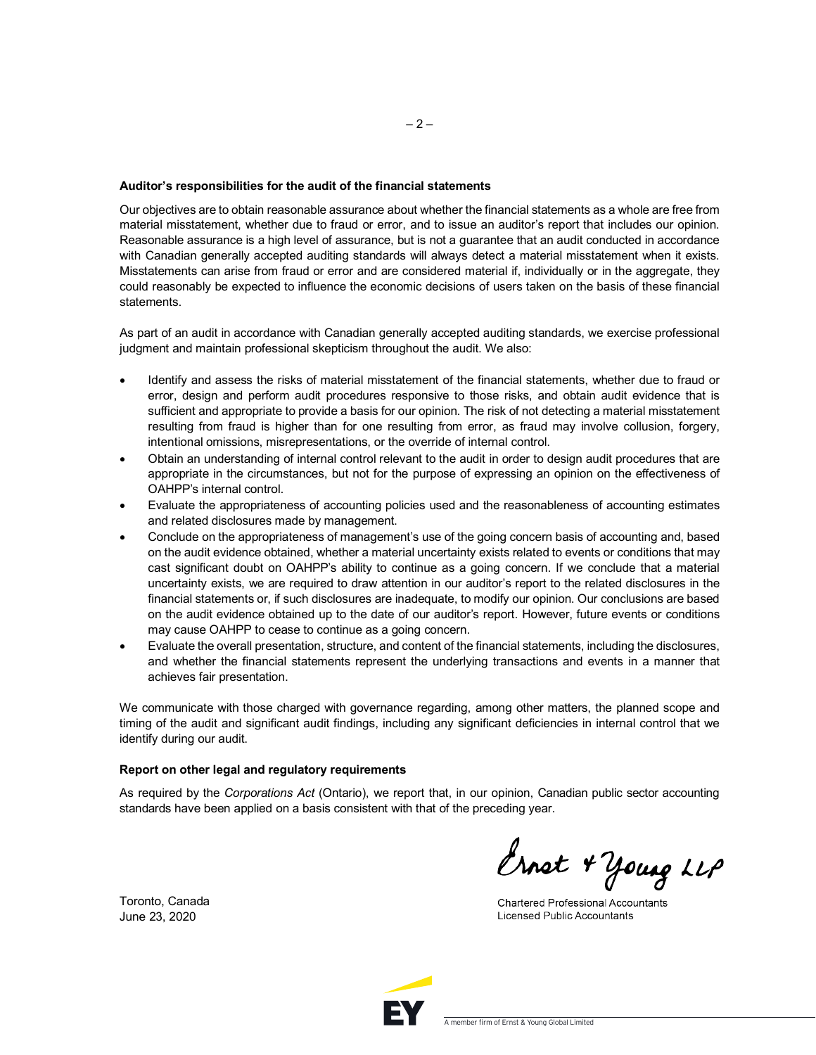**Auditor's responsibilities for the audit of the financial statements**

Our objectives are to obtain reasonable assurance about whether the financial statements as a whole are free from material misstatement, whether due to fraud or error, and to issue an auditor's report that includes our opinion. Reasonable assurance is a high level of assurance, but is not a guarantee that an audit conducted in accordance with Canadian generally accepted auditing standards will always detect a material misstatement when it exists. Misstatements can arise from fraud or error and are considered material if, individually or in the aggregate, they could reasonably be expected to influence the economic decisions of users taken on the basis of these financial statements.

As part of an audit in accordance with Canadian generally accepted auditing standards, we exercise professional judgment and maintain professional skepticism throughout the audit. We also:

- Identify and assess the risks of material misstatement of the financial statements, whether due to fraud or error, design and perform audit procedures responsive to those risks, and obtain audit evidence that is sufficient and appropriate to provide a basis for our opinion. The risk of not detecting a material misstatement resulting from fraud is higher than for one resulting from error, as fraud may involve collusion, forgery, intentional omissions, misrepresentations, or the override of internal control.
- Obtain an understanding of internal control relevant to the audit in order to design audit procedures that are appropriate in the circumstances, but not for the purpose of expressing an opinion on the effectiveness of OAHPP's internal control.
- Evaluate the appropriateness of accounting policies used and the reasonableness of accounting estimates and related disclosures made by management.
- Conclude on the appropriateness of management's use of the going concern basis of accounting and, based on the audit evidence obtained, whether a material uncertainty exists related to events or conditions that may cast significant doubt on OAHPP's ability to continue as a going concern. If we conclude that a material uncertainty exists, we are required to draw attention in our auditor's report to the related disclosures in the financial statements or, if such disclosures are inadequate, to modify our opinion. Our conclusions are based on the audit evidence obtained up to the date of our auditor's report. However, future events or conditions may cause OAHPP to cease to continue as a going concern.
- Evaluate the overall presentation, structure, and content of the financial statements, including the disclosures, and whether the financial statements represent the underlying transactions and events in a manner that achieves fair presentation.

We communicate with those charged with governance regarding, among other matters, the planned scope and timing of the audit and significant audit findings, including any significant deficiencies in internal control that we identify during our audit.

**Report on other legal and regulatory requirements**

As required by the *Corporations Act* (Ontario), we report that, in our opinion, Canadian public sector accounting standards have been applied on a basis consistent with that of the preceding year.

Ernst & Young LLP

Chartered Professional Accountants
Licensed Public Accountants

Toronto, Canada
June 23, 2020

A member firm of Ernst & Young Global Limited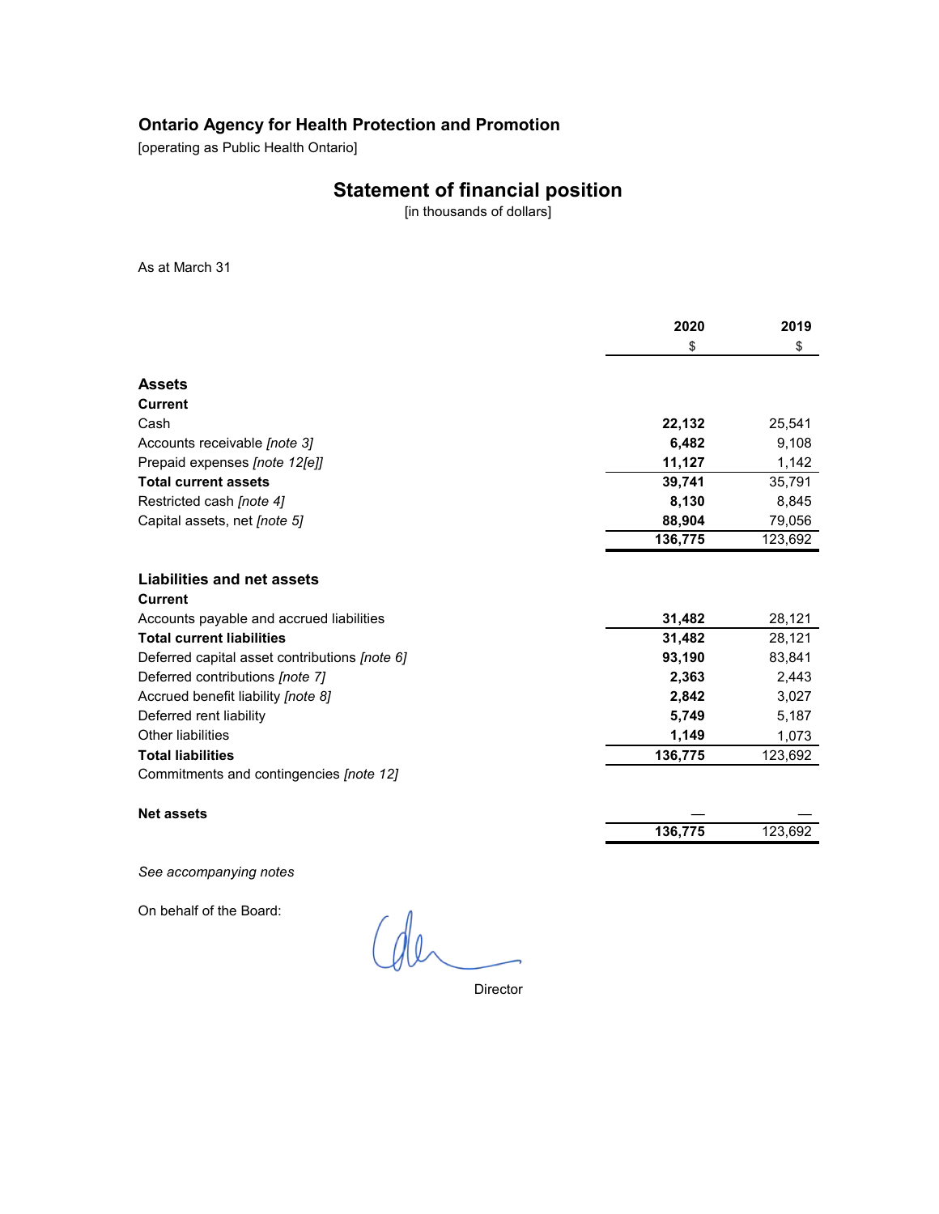# Ontario Agency for Health Protection and Promotion

[operating as Public Health Ontario]

## Statement of financial position

[in thousands of dollars]

As at March 31

| | 2020 | 2019 |
|---|---|---|
| | $ | $ |
| **Assets** | | |
| **Current** | | |
| Cash | **22,132** | 25,541 |
| Accounts receivable *[note 3]* | **6,482** | 9,108 |
| Prepaid expenses *[note 12[e]]* | **11,127** | 1,142 |
| **Total current assets** | **39,741** | 35,791 |
| Restricted cash *[note 4]* | **8,130** | 8,845 |
| Capital assets, net *[note 5]* | **88,904** | 79,056 |
| | **136,775** | 123,692 |
| **Liabilities and net assets** | | |
| **Current** | | |
| Accounts payable and accrued liabilities | **31,482** | 28,121 |
| **Total current liabilities** | **31,482** | 28,121 |
| Deferred capital asset contributions *[note 6]* | **93,190** | 83,841 |
| Deferred contributions *[note 7]* | **2,363** | 2,443 |
| Accrued benefit liability *[note 8]* | **2,842** | 3,027 |
| Deferred rent liability | **5,749** | 5,187 |
| Other liabilities | **1,149** | 1,073 |
| **Total liabilities** | **136,775** | 123,692 |
| Commitments and contingencies *[note 12]* | | |
| **Net assets** | — | — |
| | **136,775** | 123,692 |

*See accompanying notes*

On behalf of the Board:

Director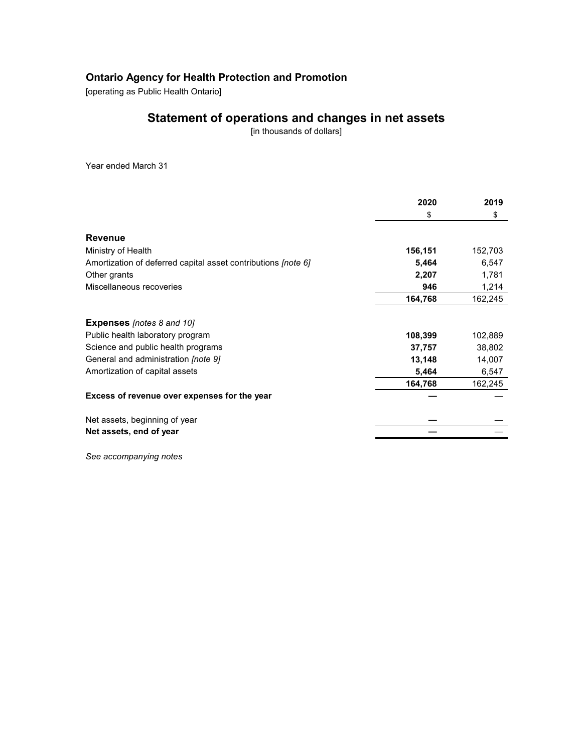## Ontario Agency for Health Protection and Promotion

[operating as Public Health Ontario]

# Statement of operations and changes in net assets

[in thousands of dollars]

Year ended March 31

| | 2020 | 2019 |
|---|---|---|
| | $ | $ |
| **Revenue** | | |
| Ministry of Health | **156,151** | 152,703 |
| Amortization of deferred capital asset contributions *[note 6]* | **5,464** | 6,547 |
| Other grants | **2,207** | 1,781 |
| Miscellaneous recoveries | **946** | 1,214 |
| | **164,768** | 162,245 |
| **Expenses** *[notes 8 and 10]* | | |
| Public health laboratory program | **108,399** | 102,889 |
| Science and public health programs | **37,757** | 38,802 |
| General and administration *[note 9]* | **13,148** | 14,007 |
| Amortization of capital assets | **5,464** | 6,547 |
| | **164,768** | 162,245 |
| **Excess of revenue over expenses for the year** | **—** | — |
| Net assets, beginning of year | **—** | — |
| **Net assets, end of year** | **—** | — |

*See accompanying notes*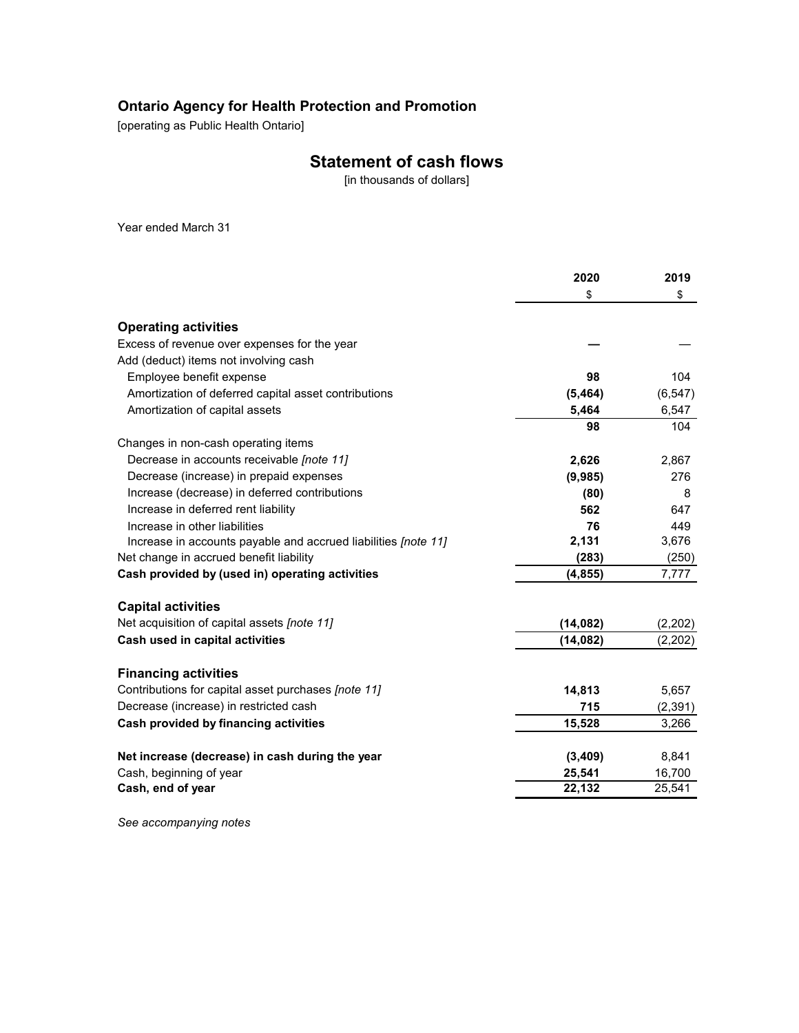## Ontario Agency for Health Protection and Promotion

[operating as Public Health Ontario]

# Statement of cash flows

[in thousands of dollars]

Year ended March 31

| | 2020 | 2019 |
|---|---|---|
| | $ | $ |
| **Operating activities** | | |
| Excess of revenue over expenses for the year | **—** | — |
| Add (deduct) items not involving cash | | |
| Employee benefit expense | **98** | 104 |
| Amortization of deferred capital asset contributions | **(5,464)** | (6,547) |
| Amortization of capital assets | **5,464** | 6,547 |
| | **98** | 104 |
| Changes in non-cash operating items | | |
| Decrease in accounts receivable *[note 11]* | **2,626** | 2,867 |
| Decrease (increase) in prepaid expenses | **(9,985)** | 276 |
| Increase (decrease) in deferred contributions | **(80)** | 8 |
| Increase in deferred rent liability | **562** | 647 |
| Increase in other liabilities | **76** | 449 |
| Increase in accounts payable and accrued liabilities *[note 11]* | **2,131** | 3,676 |
| Net change in accrued benefit liability | **(283)** | (250) |
| **Cash provided by (used in) operating activities** | **(4,855)** | 7,777 |
| **Capital activities** | | |
| Net acquisition of capital assets *[note 11]* | **(14,082)** | (2,202) |
| **Cash used in capital activities** | **(14,082)** | (2,202) |
| **Financing activities** | | |
| Contributions for capital asset purchases *[note 11]* | **14,813** | 5,657 |
| Decrease (increase) in restricted cash | **715** | (2,391) |
| **Cash provided by financing activities** | **15,528** | 3,266 |
| **Net increase (decrease) in cash during the year** | **(3,409)** | 8,841 |
| Cash, beginning of year | **25,541** | 16,700 |
| **Cash, end of year** | **22,132** | 25,541 |

*See accompanying notes*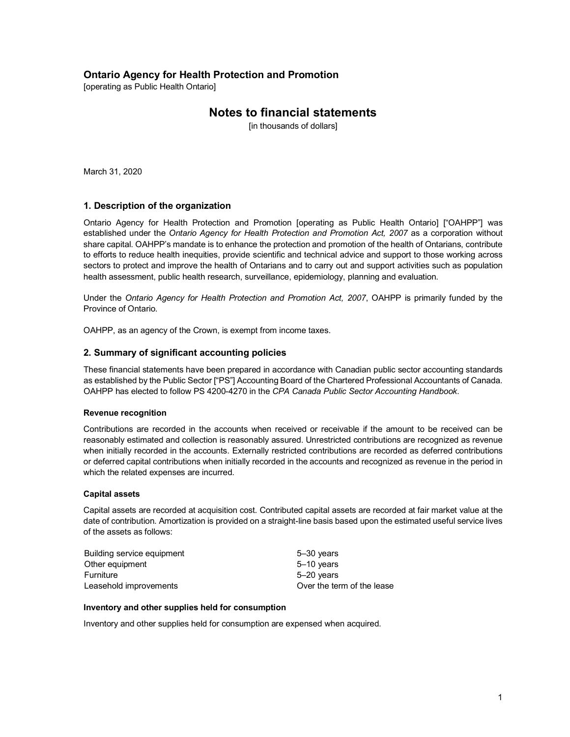## Ontario Agency for Health Protection and Promotion

[operating as Public Health Ontario]

# Notes to financial statements

[in thousands of dollars]

March 31, 2020

## 1. Description of the organization

Ontario Agency for Health Protection and Promotion [operating as Public Health Ontario] ["OAHPP"] was established under the *Ontario Agency for Health Protection and Promotion Act, 2007* as a corporation without share capital. OAHPP's mandate is to enhance the protection and promotion of the health of Ontarians, contribute to efforts to reduce health inequities, provide scientific and technical advice and support to those working across sectors to protect and improve the health of Ontarians and to carry out and support activities such as population health assessment, public health research, surveillance, epidemiology, planning and evaluation.

Under the *Ontario Agency for Health Protection and Promotion Act, 2007*, OAHPP is primarily funded by the Province of Ontario.

OAHPP, as an agency of the Crown, is exempt from income taxes.

## 2. Summary of significant accounting policies

These financial statements have been prepared in accordance with Canadian public sector accounting standards as established by the Public Sector ["PS"] Accounting Board of the Chartered Professional Accountants of Canada. OAHPP has elected to follow PS 4200-4270 in the *CPA Canada Public Sector Accounting Handbook*.

### Revenue recognition

Contributions are recorded in the accounts when received or receivable if the amount to be received can be reasonably estimated and collection is reasonably assured. Unrestricted contributions are recognized as revenue when initially recorded in the accounts. Externally restricted contributions are recorded as deferred contributions or deferred capital contributions when initially recorded in the accounts and recognized as revenue in the period in which the related expenses are incurred.

### Capital assets

Capital assets are recorded at acquisition cost. Contributed capital assets are recorded at fair market value at the date of contribution. Amortization is provided on a straight-line basis based upon the estimated useful service lives of the assets as follows:

| | |
|---|---|
| Building service equipment | 5–30 years |
| Other equipment | 5–10 years |
| Furniture | 5–20 years |
| Leasehold improvements | Over the term of the lease |

### Inventory and other supplies held for consumption

Inventory and other supplies held for consumption are expensed when acquired.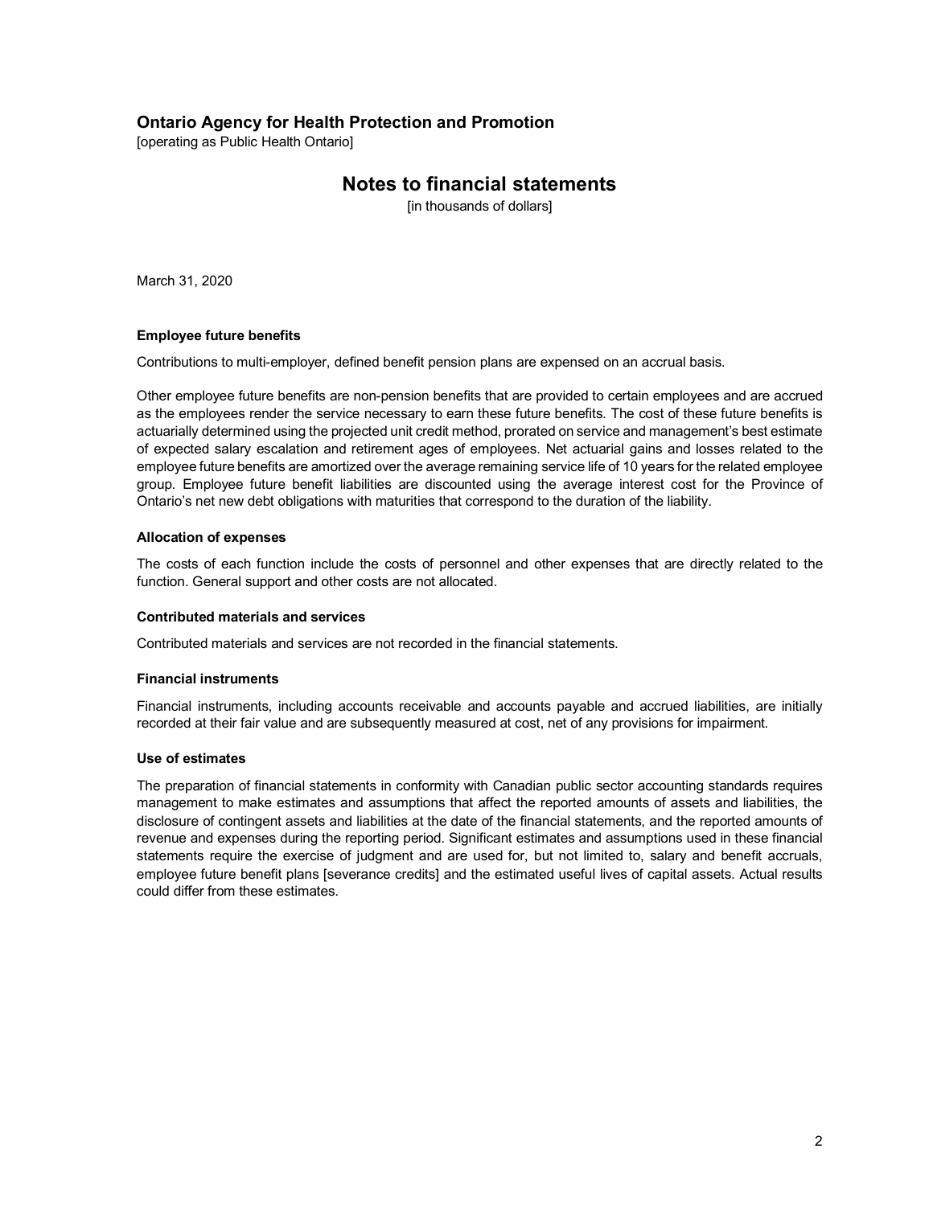## Ontario Agency for Health Protection and Promotion

[operating as Public Health Ontario]

# Notes to financial statements

[in thousands of dollars]

March 31, 2020

**Employee future benefits**

Contributions to multi-employer, defined benefit pension plans are expensed on an accrual basis.

Other employee future benefits are non-pension benefits that are provided to certain employees and are accrued as the employees render the service necessary to earn these future benefits. The cost of these future benefits is actuarially determined using the projected unit credit method, prorated on service and management's best estimate of expected salary escalation and retirement ages of employees. Net actuarial gains and losses related to the employee future benefits are amortized over the average remaining service life of 10 years for the related employee group. Employee future benefit liabilities are discounted using the average interest cost for the Province of Ontario's net new debt obligations with maturities that correspond to the duration of the liability.

**Allocation of expenses**

The costs of each function include the costs of personnel and other expenses that are directly related to the function. General support and other costs are not allocated.

**Contributed materials and services**

Contributed materials and services are not recorded in the financial statements.

**Financial instruments**

Financial instruments, including accounts receivable and accounts payable and accrued liabilities, are initially recorded at their fair value and are subsequently measured at cost, net of any provisions for impairment.

**Use of estimates**

The preparation of financial statements in conformity with Canadian public sector accounting standards requires management to make estimates and assumptions that affect the reported amounts of assets and liabilities, the disclosure of contingent assets and liabilities at the date of the financial statements, and the reported amounts of revenue and expenses during the reporting period. Significant estimates and assumptions used in these financial statements require the exercise of judgment and are used for, but not limited to, salary and benefit accruals, employee future benefit plans [severance credits] and the estimated useful lives of capital assets. Actual results could differ from these estimates.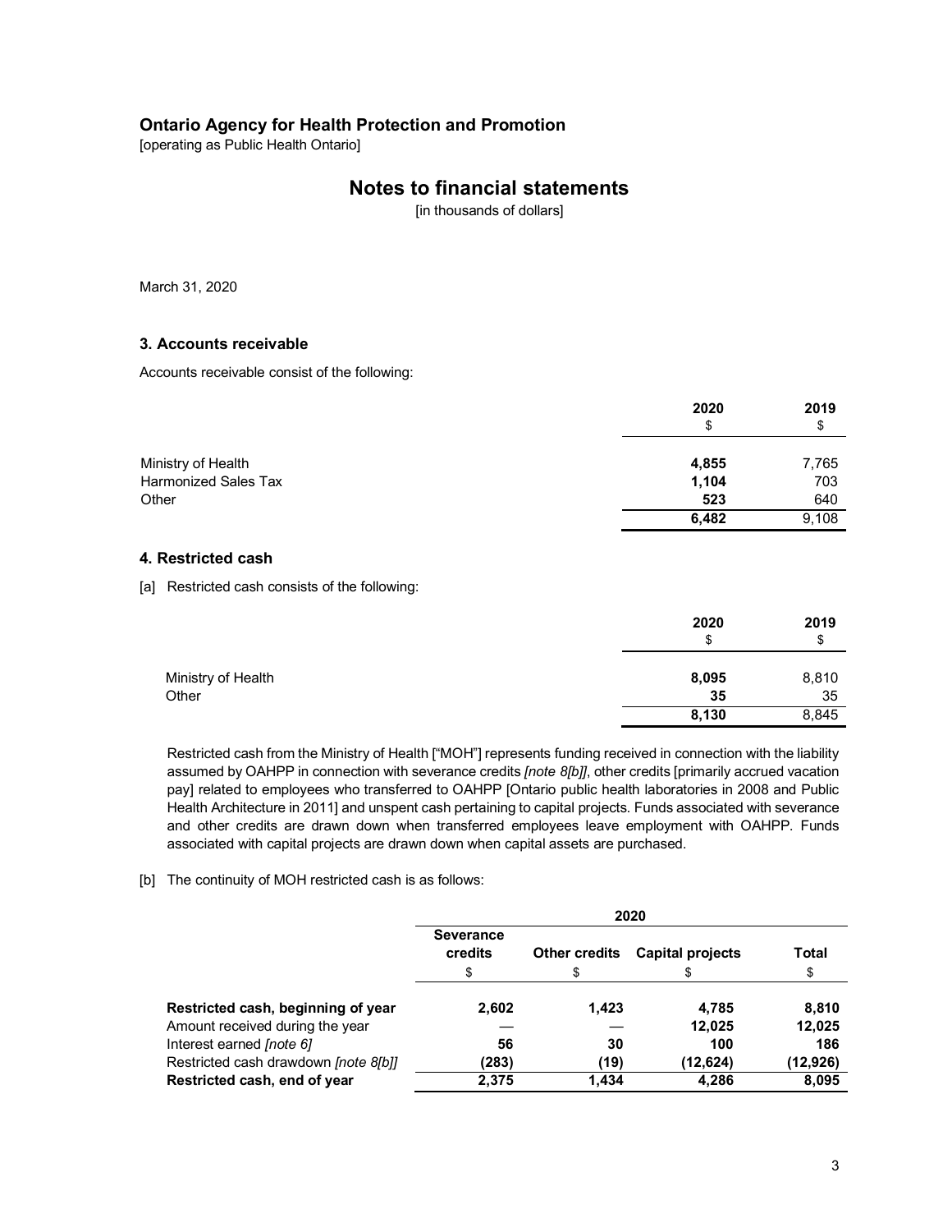**Ontario Agency for Health Protection and Promotion**
[operating as Public Health Ontario]

# Notes to financial statements

[in thousands of dollars]

March 31, 2020

### 3. Accounts receivable

Accounts receivable consist of the following:

| | 2020<br>$ | 2019<br>$ |
|---|---|---|
| Ministry of Health | **4,855** | 7,765 |
| Harmonized Sales Tax | **1,104** | 703 |
| Other | **523** | 640 |
| | **6,482** | 9,108 |

### 4. Restricted cash

[a] Restricted cash consists of the following:

| | 2020<br>$ | 2019<br>$ |
|---|---|---|
| Ministry of Health | **8,095** | 8,810 |
| Other | **35** | 35 |
| | **8,130** | 8,845 |

Restricted cash from the Ministry of Health ["MOH"] represents funding received in connection with the liability assumed by OAHPP in connection with severance credits *[note 8[b]]*, other credits [primarily accrued vacation pay] related to employees who transferred to OAHPP [Ontario public health laboratories in 2008 and Public Health Architecture in 2011] and unspent cash pertaining to capital projects. Funds associated with severance and other credits are drawn down when transferred employees leave employment with OAHPP. Funds associated with capital projects are drawn down when capital assets are purchased.

[b] The continuity of MOH restricted cash is as follows:

| | 2020 | | | |
|---|---|---|---|---|
| | Severance credits<br>$ | Other credits<br>$ | Capital projects<br>$ | Total<br>$ |
| **Restricted cash, beginning of year** | **2,602** | **1,423** | **4,785** | **8,810** |
| Amount received during the year | **—** | **—** | **12,025** | **12,025** |
| Interest earned *[note 6]* | **56** | **30** | **100** | **186** |
| Restricted cash drawdown *[note 8[b]]* | **(283)** | **(19)** | **(12,624)** | **(12,926)** |
| **Restricted cash, end of year** | **2,375** | **1,434** | **4,286** | **8,095** |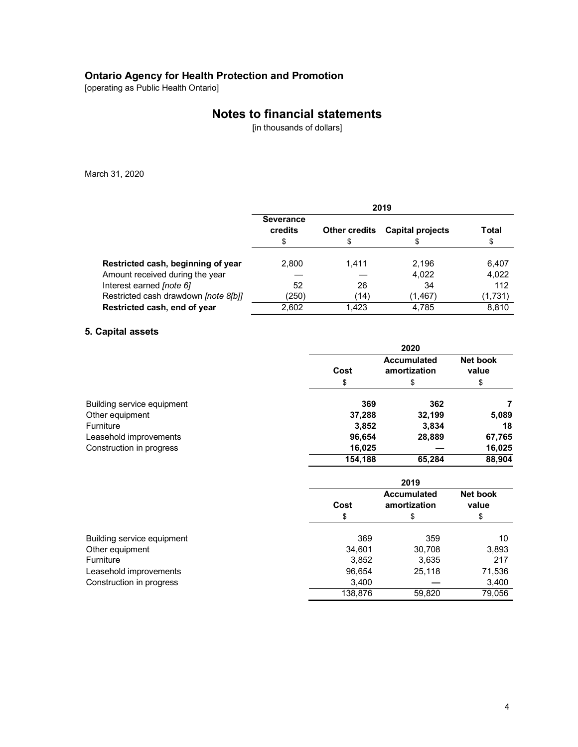March 31, 2020

| | 2019 | | | |
|---|---|---|---|---|
| | Severance credits | Other credits | Capital projects | Total |
| | $ | $ | $ | $ |
| **Restricted cash, beginning of year** | 2,800 | 1,411 | 2,196 | 6,407 |
| Amount received during the year | — | — | 4,022 | 4,022 |
| Interest earned *[note 6]* | 52 | 26 | 34 | 112 |
| Restricted cash drawdown *[note 8[b]]* | (250) | (14) | (1,467) | (1,731) |
| **Restricted cash, end of year** | 2,602 | 1,423 | 4,785 | 8,810 |

## 5. Capital assets

| | 2020 | | |
|---|---|---|---|
| | Cost | Accumulated amortization | Net book value |
| | $ | $ | $ |
| Building service equipment | **369** | **362** | **7** |
| Other equipment | **37,288** | **32,199** | **5,089** |
| Furniture | **3,852** | **3,834** | **18** |
| Leasehold improvements | **96,654** | **28,889** | **67,765** |
| Construction in progress | **16,025** | **—** | **16,025** |
| | **154,188** | **65,284** | **88,904** |

| | 2019 | | |
|---|---|---|---|
| | Cost | Accumulated amortization | Net book value |
| | $ | $ | $ |
| Building service equipment | 369 | 359 | 10 |
| Other equipment | 34,601 | 30,708 | 3,893 |
| Furniture | 3,852 | 3,635 | 217 |
| Leasehold improvements | 96,654 | 25,118 | 71,536 |
| Construction in progress | 3,400 | — | 3,400 |
| | 138,876 | 59,820 | 79,056 |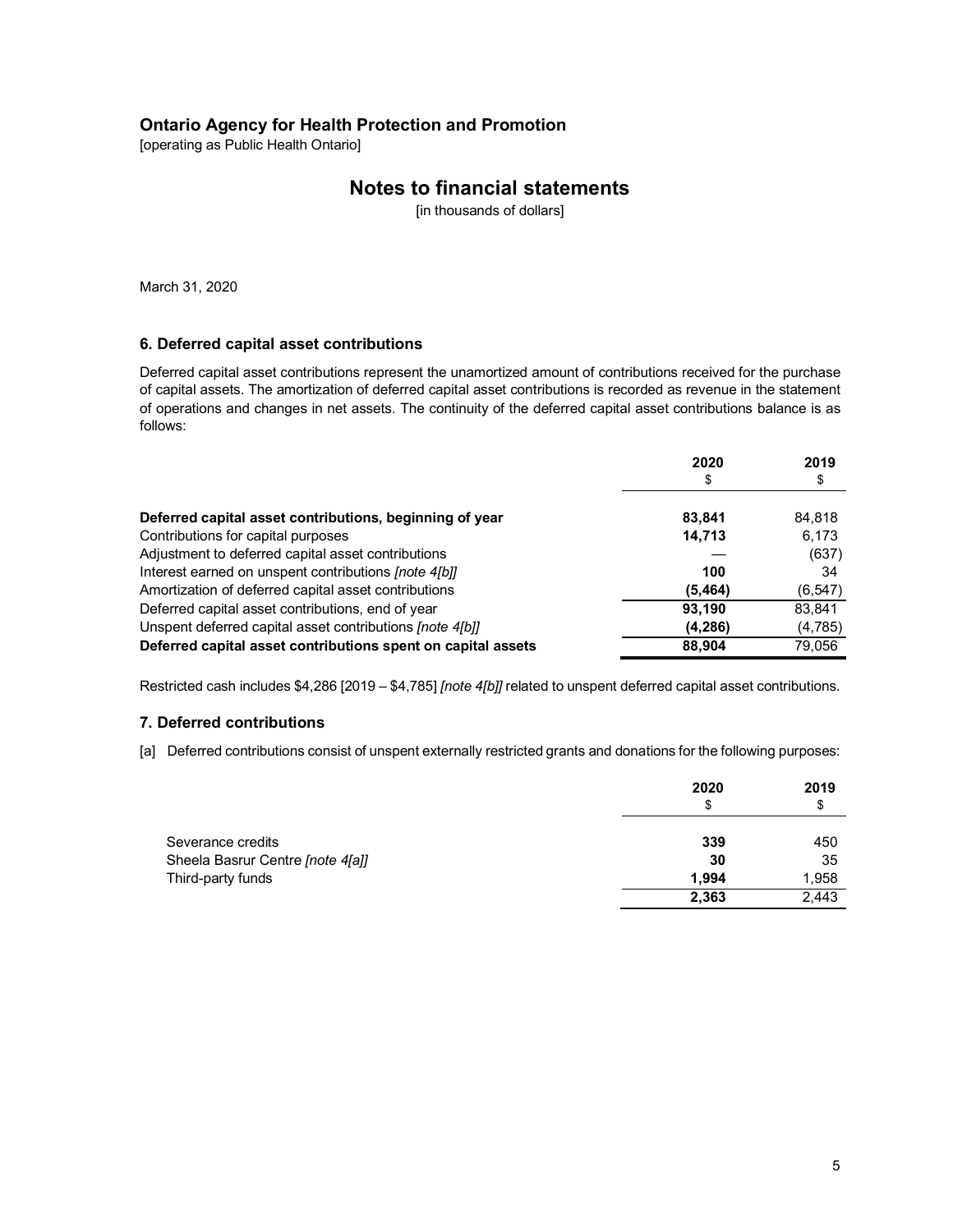**Ontario Agency for Health Protection and Promotion**
[operating as Public Health Ontario]

# Notes to financial statements

[in thousands of dollars]

March 31, 2020

## 6. Deferred capital asset contributions

Deferred capital asset contributions represent the unamortized amount of contributions received for the purchase of capital assets. The amortization of deferred capital asset contributions is recorded as revenue in the statement of operations and changes in net assets. The continuity of the deferred capital asset contributions balance is as follows:

| | 2020 | 2019 |
|---|---|---|
| | $ | $ |
| **Deferred capital asset contributions, beginning of year** | **83,841** | 84,818 |
| Contributions for capital purposes | **14,713** | 6,173 |
| Adjustment to deferred capital asset contributions | — | (637) |
| Interest earned on unspent contributions *[note 4[b]]* | **100** | 34 |
| Amortization of deferred capital asset contributions | **(5,464)** | (6,547) |
| Deferred capital asset contributions, end of year | **93,190** | 83,841 |
| Unspent deferred capital asset contributions *[note 4[b]]* | **(4,286)** | (4,785) |
| **Deferred capital asset contributions spent on capital assets** | **88,904** | 79,056 |

Restricted cash includes $4,286 [2019 – $4,785] *[note 4[b]]* related to unspent deferred capital asset contributions.

## 7. Deferred contributions

[a] Deferred contributions consist of unspent externally restricted grants and donations for the following purposes:

| | 2020 | 2019 |
|---|---|---|
| | $ | $ |
| Severance credits | **339** | 450 |
| Sheela Basrur Centre *[note 4[a]]* | **30** | 35 |
| Third-party funds | **1,994** | 1,958 |
| | **2,363** | 2,443 |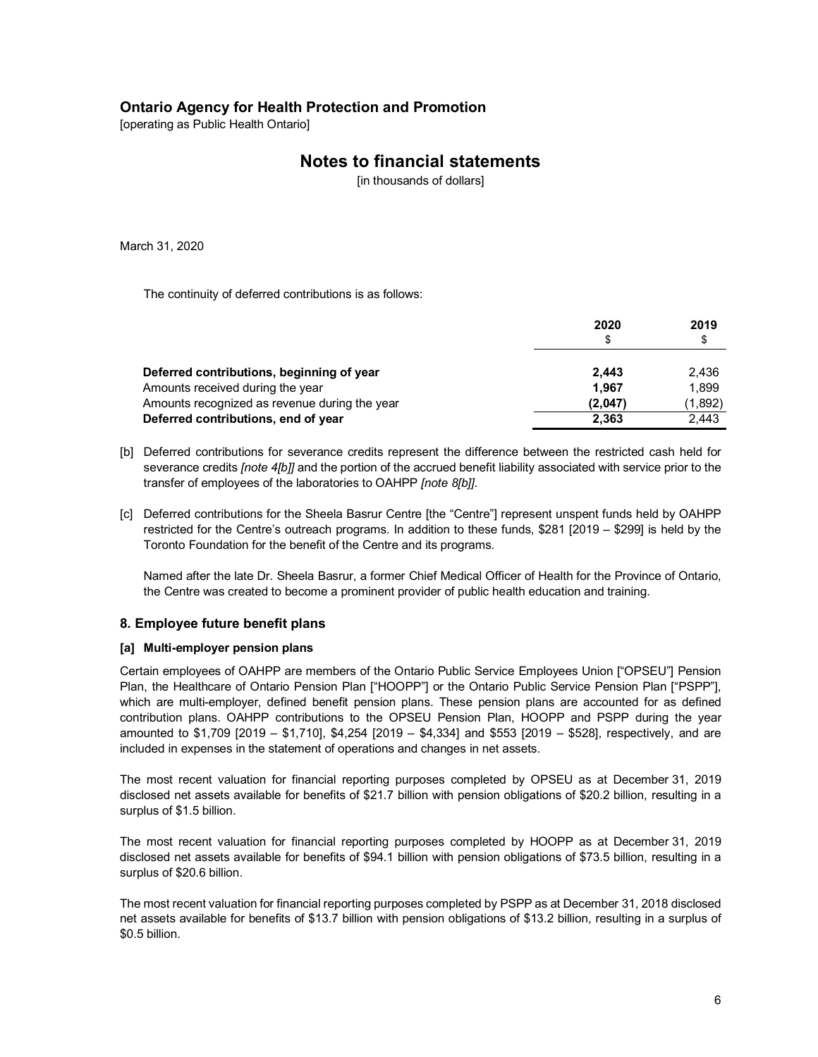**Ontario Agency for Health Protection and Promotion**
[operating as Public Health Ontario]

# Notes to financial statements

[in thousands of dollars]

March 31, 2020

The continuity of deferred contributions is as follows:

| | 2020<br>$ | 2019<br>$ |
|---|---|---|
| **Deferred contributions, beginning of year** | **2,443** | 2,436 |
| Amounts received during the year | **1,967** | 1,899 |
| Amounts recognized as revenue during the year | **(2,047)** | (1,892) |
| **Deferred contributions, end of year** | **2,363** | 2,443 |

[b] Deferred contributions for severance credits represent the difference between the restricted cash held for severance credits *[note 4[b]]* and the portion of the accrued benefit liability associated with service prior to the transfer of employees of the laboratories to OAHPP *[note 8[b]]*.

[c] Deferred contributions for the Sheela Basrur Centre [the "Centre"] represent unspent funds held by OAHPP restricted for the Centre's outreach programs. In addition to these funds, $281 [2019 – $299] is held by the Toronto Foundation for the benefit of the Centre and its programs.

Named after the late Dr. Sheela Basrur, a former Chief Medical Officer of Health for the Province of Ontario, the Centre was created to become a prominent provider of public health education and training.

## 8. Employee future benefit plans

### [a] Multi-employer pension plans

Certain employees of OAHPP are members of the Ontario Public Service Employees Union ["OPSEU"] Pension Plan, the Healthcare of Ontario Pension Plan ["HOOPP"] or the Ontario Public Service Pension Plan ["PSPP"], which are multi-employer, defined benefit pension plans. These pension plans are accounted for as defined contribution plans. OAHPP contributions to the OPSEU Pension Plan, HOOPP and PSPP during the year amounted to $1,709 [2019 – $1,710], $4,254 [2019 – $4,334] and $553 [2019 – $528], respectively, and are included in expenses in the statement of operations and changes in net assets.

The most recent valuation for financial reporting purposes completed by OPSEU as at December 31, 2019 disclosed net assets available for benefits of $21.7 billion with pension obligations of $20.2 billion, resulting in a surplus of $1.5 billion.

The most recent valuation for financial reporting purposes completed by HOOPP as at December 31, 2019 disclosed net assets available for benefits of $94.1 billion with pension obligations of $73.5 billion, resulting in a surplus of $20.6 billion.

The most recent valuation for financial reporting purposes completed by PSPP as at December 31, 2018 disclosed net assets available for benefits of $13.7 billion with pension obligations of $13.2 billion, resulting in a surplus of $0.5 billion.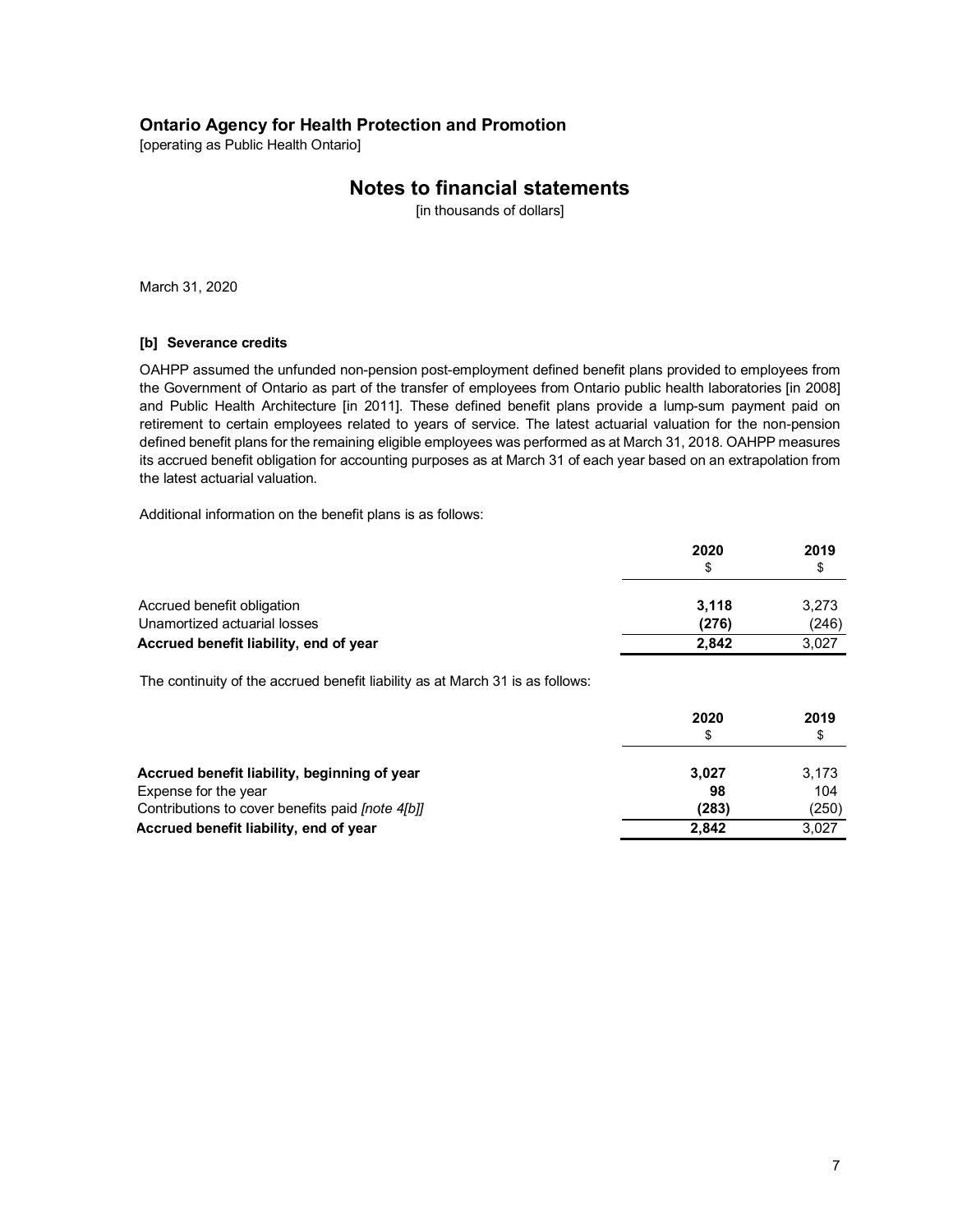# Ontario Agency for Health Protection and Promotion

[operating as Public Health Ontario]

## Notes to financial statements

[in thousands of dollars]

March 31, 2020

### [b] Severance credits

OAHPP assumed the unfunded non-pension post-employment defined benefit plans provided to employees from the Government of Ontario as part of the transfer of employees from Ontario public health laboratories [in 2008] and Public Health Architecture [in 2011]. These defined benefit plans provide a lump-sum payment paid on retirement to certain employees related to years of service. The latest actuarial valuation for the non-pension defined benefit plans for the remaining eligible employees was performed as at March 31, 2018. OAHPP measures its accrued benefit obligation for accounting purposes as at March 31 of each year based on an extrapolation from the latest actuarial valuation.

Additional information on the benefit plans is as follows:

| | 2020<br>$ | 2019<br>$ |
|---|---|---|
| Accrued benefit obligation | **3,118** | 3,273 |
| Unamortized actuarial losses | **(276)** | (246) |
| **Accrued benefit liability, end of year** | **2,842** | 3,027 |

The continuity of the accrued benefit liability as at March 31 is as follows:

| | 2020<br>$ | 2019<br>$ |
|---|---|---|
| **Accrued benefit liability, beginning of year** | **3,027** | 3,173 |
| Expense for the year | **98** | 104 |
| Contributions to cover benefits paid *[note 4[b]]* | **(283)** | (250) |
| **Accrued benefit liability, end of year** | **2,842** | 3,027 |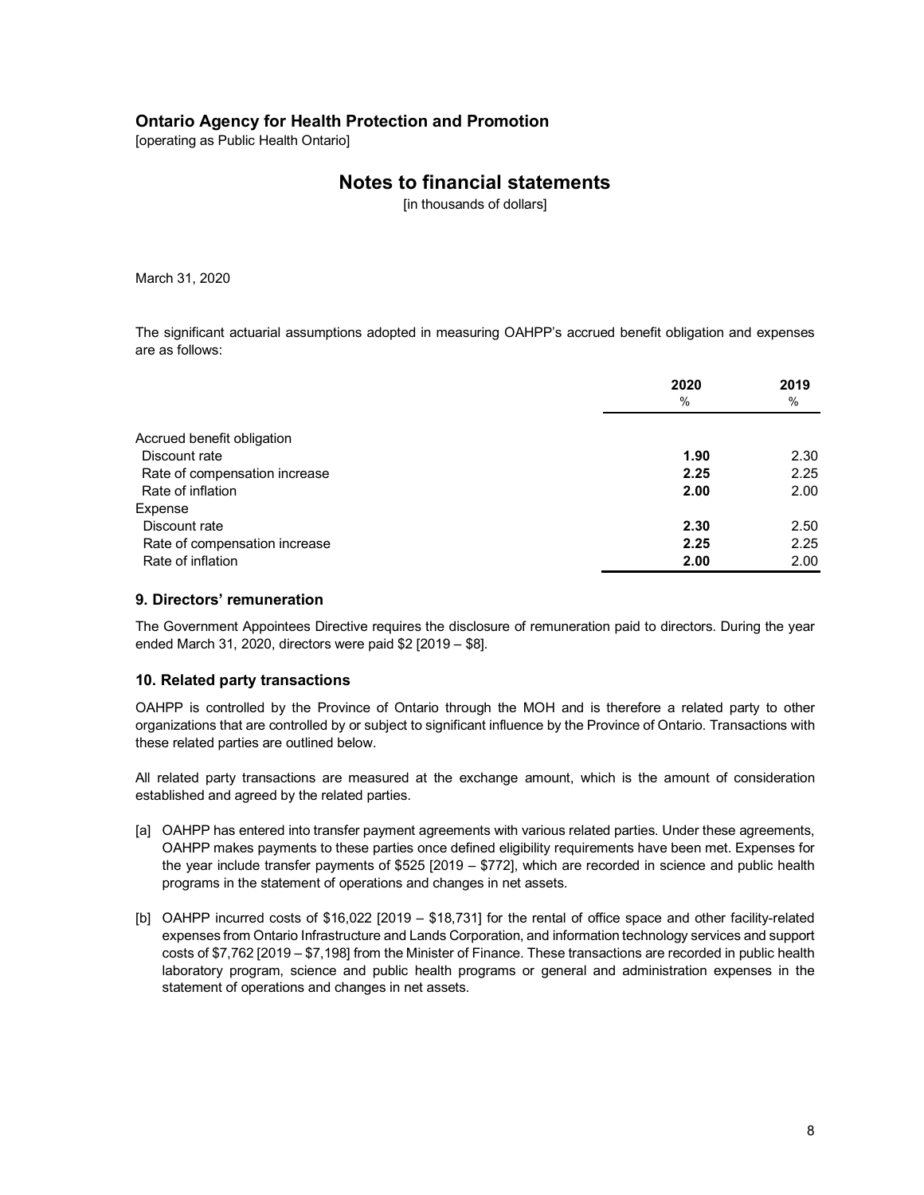March 31, 2020

The significant actuarial assumptions adopted in measuring OAHPP's accrued benefit obligation and expenses are as follows:

| | 2020 | 2019 |
|---|---|---|
| | % | % |
| Accrued benefit obligation | | |
| Discount rate | **1.90** | 2.30 |
| Rate of compensation increase | **2.25** | 2.25 |
| Rate of inflation | **2.00** | 2.00 |
| Expense | | |
| Discount rate | **2.30** | 2.50 |
| Rate of compensation increase | **2.25** | 2.25 |
| Rate of inflation | **2.00** | 2.00 |

### 9. Directors' remuneration

The Government Appointees Directive requires the disclosure of remuneration paid to directors. During the year ended March 31, 2020, directors were paid $2 [2019 – $8].

### 10. Related party transactions

OAHPP is controlled by the Province of Ontario through the MOH and is therefore a related party to other organizations that are controlled by or subject to significant influence by the Province of Ontario. Transactions with these related parties are outlined below.

All related party transactions are measured at the exchange amount, which is the amount of consideration established and agreed by the related parties.

[a] OAHPP has entered into transfer payment agreements with various related parties. Under these agreements, OAHPP makes payments to these parties once defined eligibility requirements have been met. Expenses for the year include transfer payments of $525 [2019 – $772], which are recorded in science and public health programs in the statement of operations and changes in net assets.

[b] OAHPP incurred costs of $16,022 [2019 – $18,731] for the rental of office space and other facility-related expenses from Ontario Infrastructure and Lands Corporation, and information technology services and support costs of $7,762 [2019 – $7,198] from the Minister of Finance. These transactions are recorded in public health laboratory program, science and public health programs or general and administration expenses in the statement of operations and changes in net assets.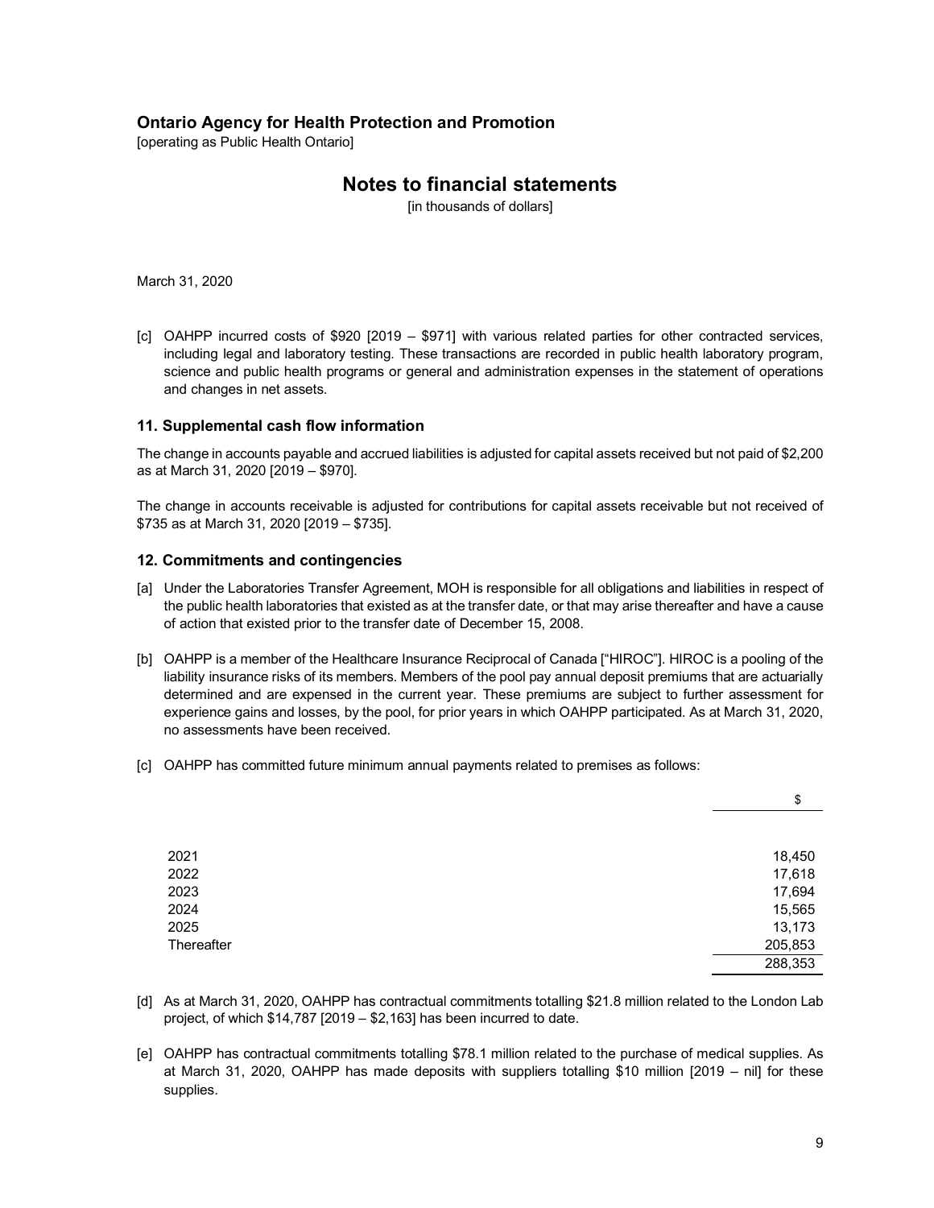**Ontario Agency for Health Protection and Promotion**
[operating as Public Health Ontario]

# Notes to financial statements

[in thousands of dollars]

March 31, 2020

[c] OAHPP incurred costs of $920 [2019 – $971] with various related parties for other contracted services, including legal and laboratory testing. These transactions are recorded in public health laboratory program, science and public health programs or general and administration expenses in the statement of operations and changes in net assets.

## 11. Supplemental cash flow information

The change in accounts payable and accrued liabilities is adjusted for capital assets received but not paid of $2,200 as at March 31, 2020 [2019 – $970].

The change in accounts receivable is adjusted for contributions for capital assets receivable but not received of $735 as at March 31, 2020 [2019 – $735].

## 12. Commitments and contingencies

[a] Under the Laboratories Transfer Agreement, MOH is responsible for all obligations and liabilities in respect of the public health laboratories that existed as at the transfer date, or that may arise thereafter and have a cause of action that existed prior to the transfer date of December 15, 2008.

[b] OAHPP is a member of the Healthcare Insurance Reciprocal of Canada ["HIROC"]. HIROC is a pooling of the liability insurance risks of its members. Members of the pool pay annual deposit premiums that are actuarially determined and are expensed in the current year. These premiums are subject to further assessment for experience gains and losses, by the pool, for prior years in which OAHPP participated. As at March 31, 2020, no assessments have been received.

[c] OAHPP has committed future minimum annual payments related to premises as follows:

| | $ |
|---|---|
| 2021 | 18,450 |
| 2022 | 17,618 |
| 2023 | 17,694 |
| 2024 | 15,565 |
| 2025 | 13,173 |
| Thereafter | 205,853 |
| | 288,353 |

[d] As at March 31, 2020, OAHPP has contractual commitments totalling $21.8 million related to the London Lab project, of which $14,787 [2019 – $2,163] has been incurred to date.

[e] OAHPP has contractual commitments totalling $78.1 million related to the purchase of medical supplies. As at March 31, 2020, OAHPP has made deposits with suppliers totalling $10 million [2019 – nil] for these supplies.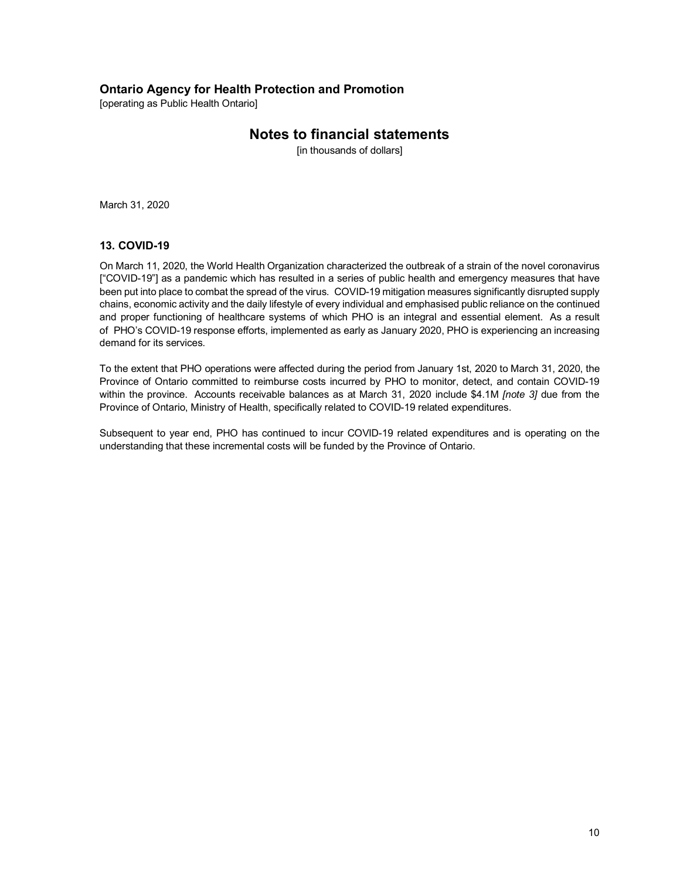**Ontario Agency for Health Protection and Promotion**
[operating as Public Health Ontario]

# Notes to financial statements

[in thousands of dollars]

March 31, 2020

### 13. COVID-19

On March 11, 2020, the World Health Organization characterized the outbreak of a strain of the novel coronavirus ["COVID-19"] as a pandemic which has resulted in a series of public health and emergency measures that have been put into place to combat the spread of the virus. COVID-19 mitigation measures significantly disrupted supply chains, economic activity and the daily lifestyle of every individual and emphasised public reliance on the continued and proper functioning of healthcare systems of which PHO is an integral and essential element. As a result of PHO's COVID-19 response efforts, implemented as early as January 2020, PHO is experiencing an increasing demand for its services.

To the extent that PHO operations were affected during the period from January 1st, 2020 to March 31, 2020, the Province of Ontario committed to reimburse costs incurred by PHO to monitor, detect, and contain COVID-19 within the province. Accounts receivable balances as at March 31, 2020 include $4.1M *[note 3]* due from the Province of Ontario, Ministry of Health, specifically related to COVID-19 related expenditures.

Subsequent to year end, PHO has continued to incur COVID-19 related expenditures and is operating on the understanding that these incremental costs will be funded by the Province of Ontario.